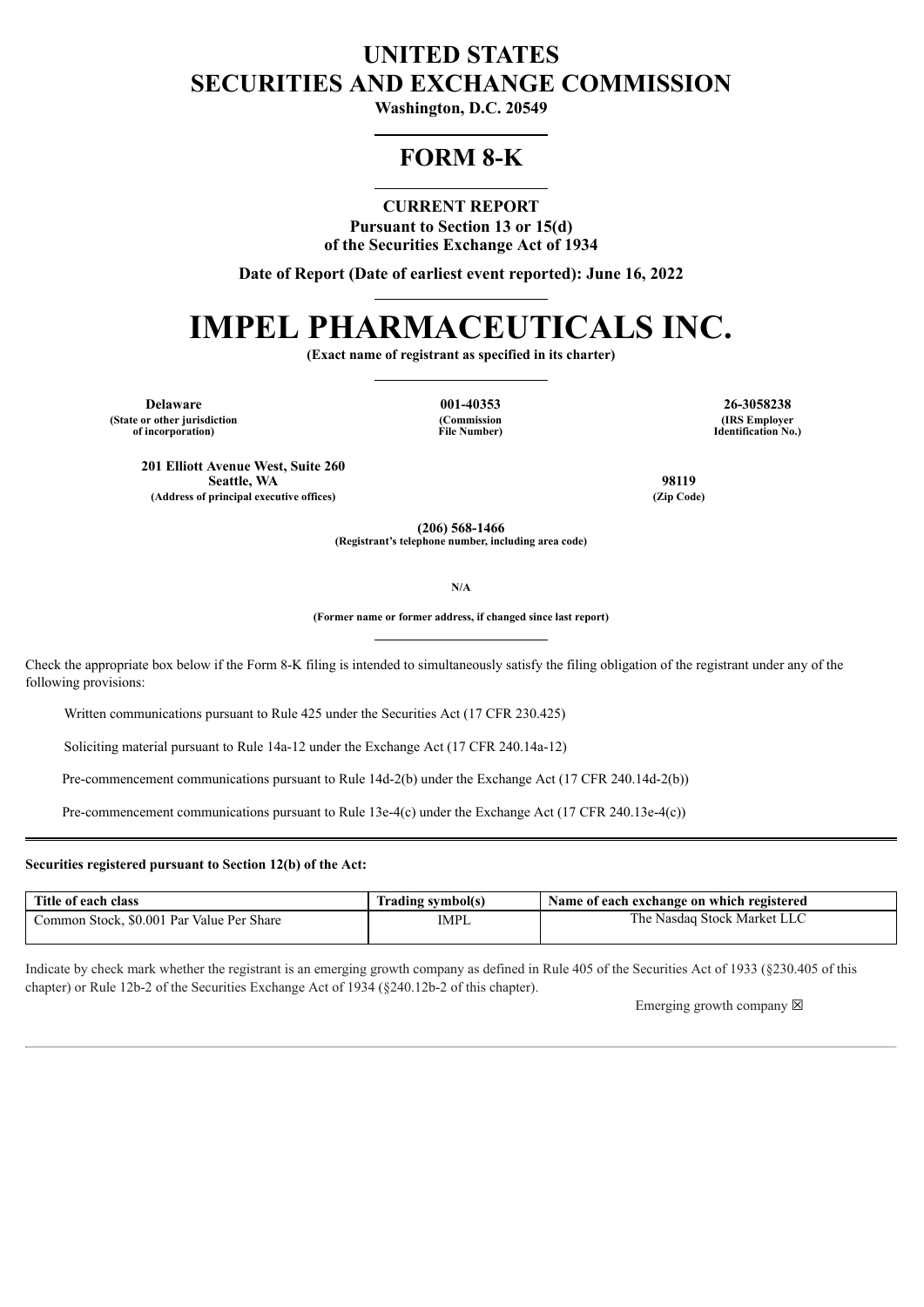# UNITED STATES
# SECURITIES AND EXCHANGE COMMISSION

**Washington, D.C. 20549**

## FORM 8-K

**CURRENT REPORT**
**Pursuant to Section 13 or 15(d)**
**of the Securities Exchange Act of 1934**

**Date of Report (Date of earliest event reported): June 16, 2022**

# IMPEL PHARMACEUTICALS INC.

**(Exact name of registrant as specified in its charter)**

| **Delaware** | **001-40353** | **26-3058238** |
|---|---|---|
| **(State or other jurisdiction of incorporation)** | **(Commission File Number)** | **(IRS Employer Identification No.)** |

| **201 Elliott Avenue West, Suite 260 Seattle, WA** | **98119** |
|---|---|
| **(Address of principal executive offices)** | **(Zip Code)** |

**(206) 568-1466**
**(Registrant's telephone number, including area code)**

**N/A**

**(Former name or former address, if changed since last report)**

Check the appropriate box below if the Form 8-K filing is intended to simultaneously satisfy the filing obligation of the registrant under any of the following provisions:

Written communications pursuant to Rule 425 under the Securities Act (17 CFR 230.425)

Soliciting material pursuant to Rule 14a-12 under the Exchange Act (17 CFR 240.14a-12)

Pre-commencement communications pursuant to Rule 14d-2(b) under the Exchange Act (17 CFR 240.14d-2(b))

Pre-commencement communications pursuant to Rule 13e-4(c) under the Exchange Act (17 CFR 240.13e-4(c))

**Securities registered pursuant to Section 12(b) of the Act:**

| Title of each class | Trading symbol(s) | Name of each exchange on which registered |
|---|---|---|
| Common Stock, $0.001 Par Value Per Share | IMPL | The Nasdaq Stock Market LLC |

Indicate by check mark whether the registrant is an emerging growth company as defined in Rule 405 of the Securities Act of 1933 (§230.405 of this chapter) or Rule 12b-2 of the Securities Exchange Act of 1934 (§240.12b-2 of this chapter).

Emerging growth company ☒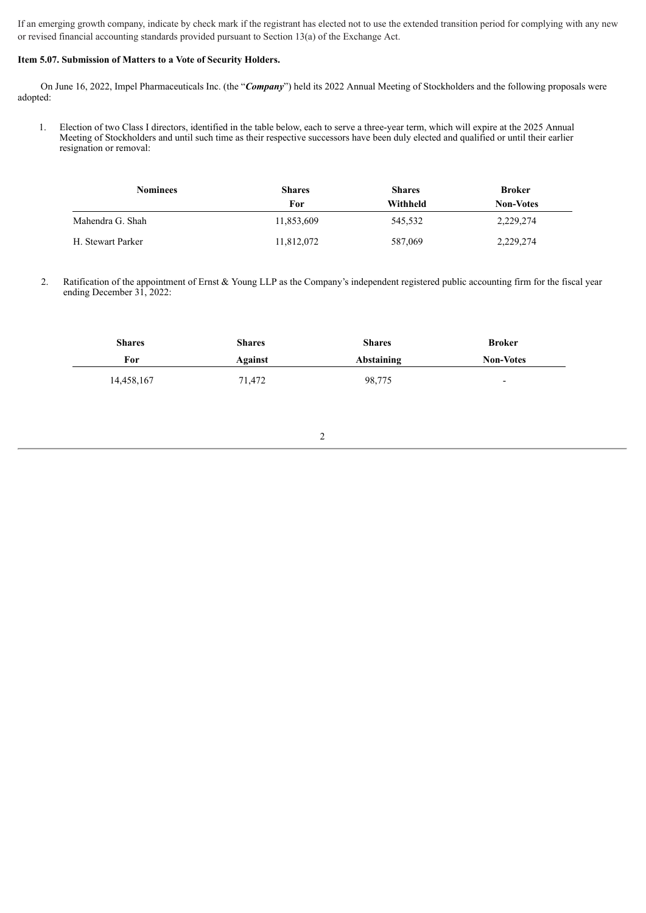If an emerging growth company, indicate by check mark if the registrant has elected not to use the extended transition period for complying with any new or revised financial accounting standards provided pursuant to Section 13(a) of the Exchange Act.

**Item 5.07. Submission of Matters to a Vote of Security Holders.**

On June 16, 2022, Impel Pharmaceuticals Inc. (the "***Company***") held its 2022 Annual Meeting of Stockholders and the following proposals were adopted:

1. Election of two Class I directors, identified in the table below, each to serve a three-year term, which will expire at the 2025 Annual Meeting of Stockholders and until such time as their respective successors have been duly elected and qualified or until their earlier resignation or removal:

| Nominees | Shares For | Shares Withheld | Broker Non-Votes |
|---|---|---|---|
| Mahendra G. Shah | 11,853,609 | 545,532 | 2,229,274 |
| H. Stewart Parker | 11,812,072 | 587,069 | 2,229,274 |

2. Ratification of the appointment of Ernst & Young LLP as the Company's independent registered public accounting firm for the fiscal year ending December 31, 2022:

| Shares For | Shares Against | Shares Abstaining | Broker Non-Votes |
|---|---|---|---|
| 14,458,167 | 71,472 | 98,775 | - |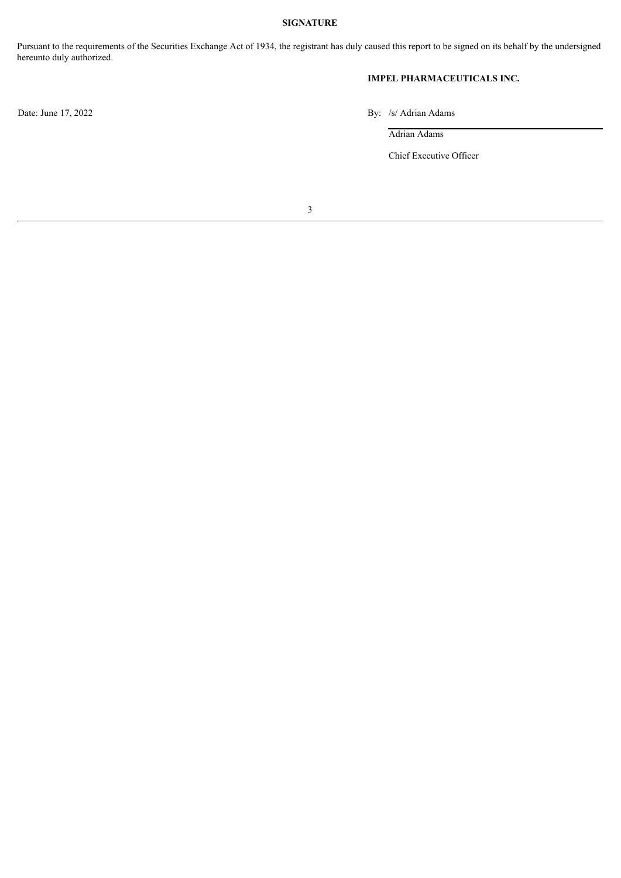**SIGNATURE**

Pursuant to the requirements of the Securities Exchange Act of 1934, the registrant has duly caused this report to be signed on its behalf by the undersigned hereunto duly authorized.

**IMPEL PHARMACEUTICALS INC.**

Date: June 17, 2022

By: /s/ Adrian Adams

Adrian Adams

Chief Executive Officer